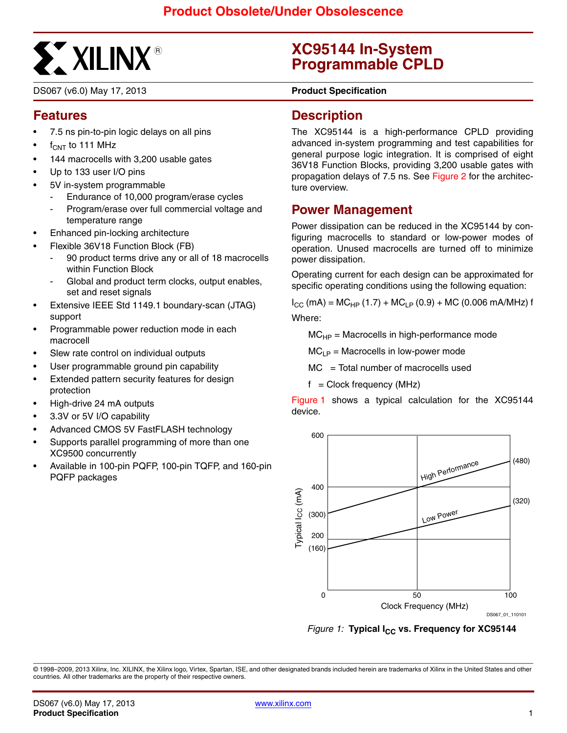**Product Obsolete/Under Obsolescence**

# XC95144 In-System Programmable CPLD

DS067 (v6.0) May 17, 2013 **Product Specification**

## Features

- 7.5 ns pin-to-pin logic delays on all pins
- $f_{CNT}$ to 111 MHz
- 144 macrocells with 3,200 usable gates
- Up to 133 user I/O pins
- 5V in-system programmable
  - Endurance of 10,000 program/erase cycles
  - Program/erase over full commercial voltage and temperature range
- Enhanced pin-locking architecture
- Flexible 36V18 Function Block (FB)
  - 90 product terms drive any or all of 18 macrocells within Function Block
  - Global and product term clocks, output enables, set and reset signals
- Extensive IEEE Std 1149.1 boundary-scan (JTAG) support
- Programmable power reduction mode in each macrocell
- Slew rate control on individual outputs
- User programmable ground pin capability
- Extended pattern security features for design protection
- High-drive 24 mA outputs
- 3.3V or 5V I/O capability
- Advanced CMOS 5V FastFLASH technology
- Supports parallel programming of more than one XC9500 concurrently
- Available in 100-pin PQFP, 100-pin TQFP, and 160-pin PQFP packages

## Description

The XC95144 is a high-performance CPLD providing advanced in-system programming and test capabilities for general purpose logic integration. It is comprised of eight 36V18 Function Blocks, providing 3,200 usable gates with propagation delays of 7.5 ns. See Figure 2 for the architecture overview.

## Power Management

Power dissipation can be reduced in the XC95144 by configuring macrocells to standard or low-power modes of operation. Unused macrocells are turned off to minimize power dissipation.

Operating current for each design can be approximated for specific operating conditions using the following equation:

$I_{CC}$ (mA) = $MC_{HP}$ (1.7) + $MC_{LP}$ (0.9) + MC (0.006 mA/MHz) f

Where:

$MC_{HP}$ = Macrocells in high-performance mode

$MC_{LP}$ = Macrocells in low-power mode

MC = Total number of macrocells used

f = Clock frequency (MHz)

Figure 1 shows a typical calculation for the XC95144 device.

*Figure 1:* **Typical $I_{CC}$ vs. Frequency for XC95144**

© 1998–2009, 2013 Xilinx, Inc. XILINX, the Xilinx logo, Virtex, Spartan, ISE, and other designated brands included herein are trademarks of Xilinx in the United States and other countries. All other trademarks are the property of their respective owners.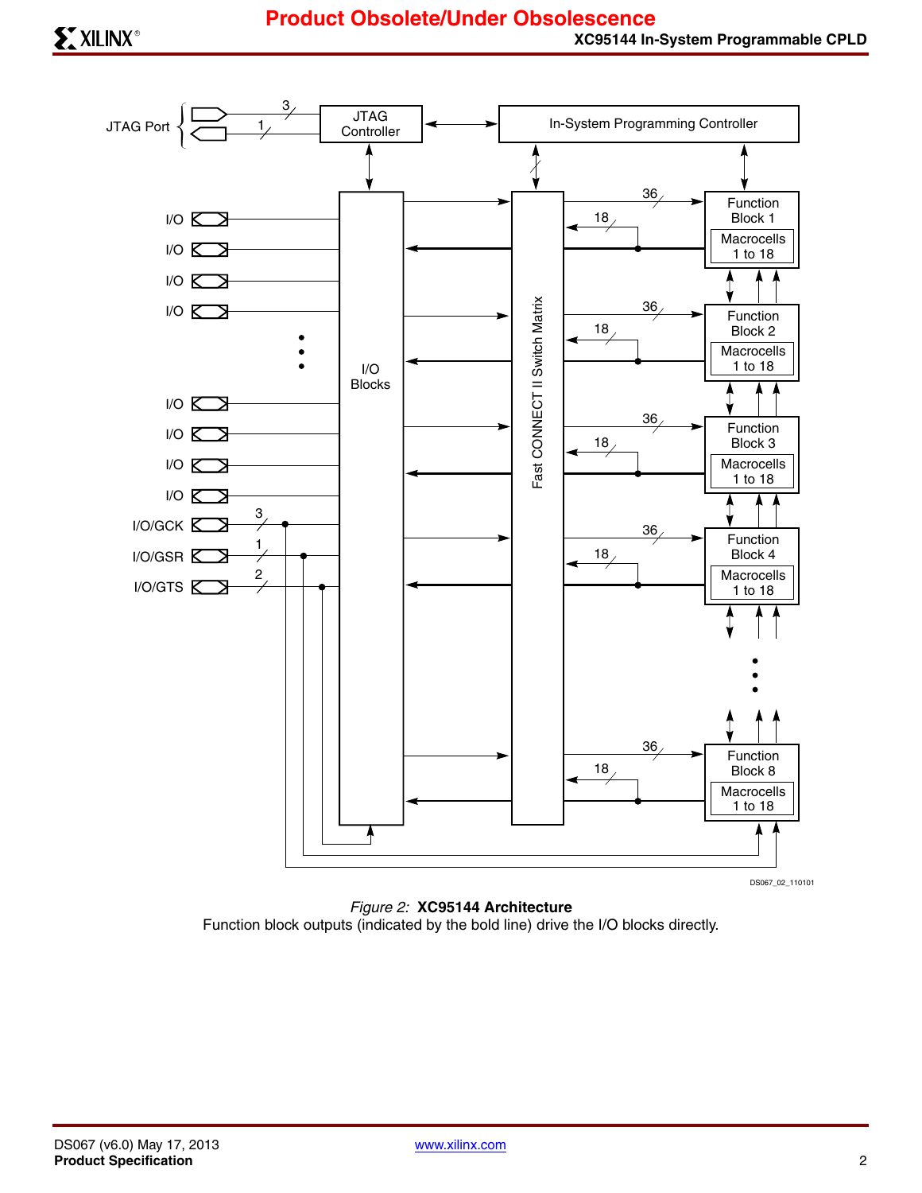*Figure 2:* **XC95144 Architecture**

Function block outputs (indicated by the bold line) drive the I/O blocks directly.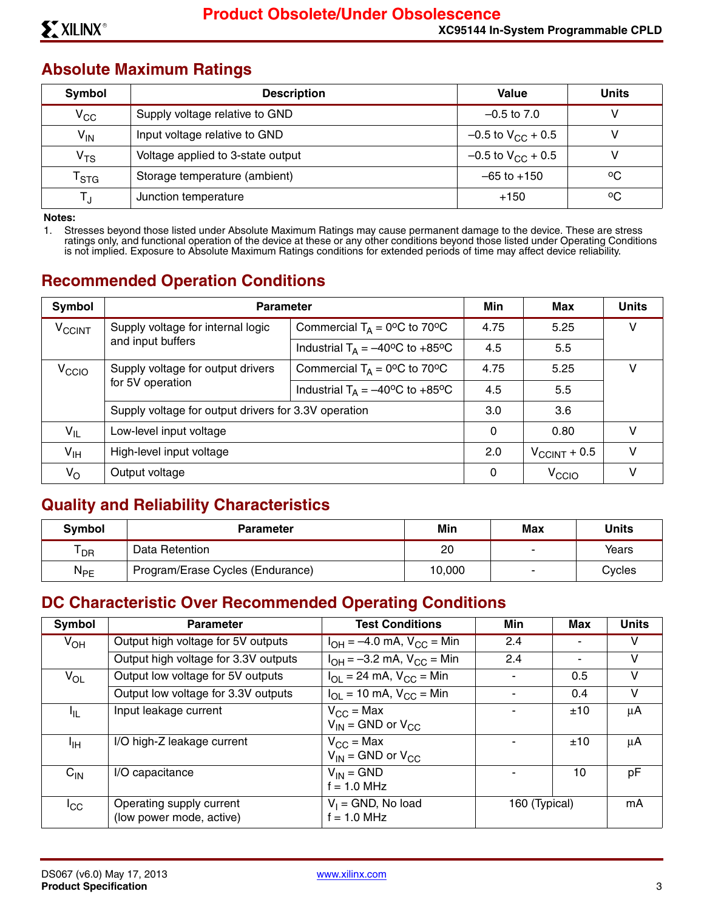## Absolute Maximum Ratings

| Symbol | Description | Value | Units |
|---|---|---|---|
| $V_{CC}$ | Supply voltage relative to GND | –0.5 to 7.0 | V |
| $V_{IN}$ | Input voltage relative to GND | –0.5 to $V_{CC}$ + 0.5 | V |
| $V_{TS}$ | Voltage applied to 3-state output | –0.5 to $V_{CC}$ + 0.5 | V |
| $T_{STG}$ | Storage temperature (ambient) | –65 to +150 | °C |
| $T_J$ | Junction temperature | +150 | °C |

**Notes:**

1. Stresses beyond those listed under Absolute Maximum Ratings may cause permanent damage to the device. These are stress ratings only, and functional operation of the device at these or any other conditions beyond those listed under Operating Conditions is not implied. Exposure to Absolute Maximum Ratings conditions for extended periods of time may affect device reliability.

## Recommended Operation Conditions

| Symbol | Parameter | | Min | Max | Units |
|---|---|---|---|---|---|
| $V_{CCINT}$ | Supply voltage for internal logic and input buffers | Commercial $T_A$ = 0°C to 70°C | 4.75 | 5.25 | V |
| | | Industrial $T_A$ = –40°C to +85°C | 4.5 | 5.5 | |
| $V_{CCIO}$ | Supply voltage for output drivers for 5V operation | Commercial $T_A$ = 0°C to 70°C | 4.75 | 5.25 | V |
| | | Industrial $T_A$ = –40°C to +85°C | 4.5 | 5.5 | |
| | Supply voltage for output drivers for 3.3V operation | | 3.0 | 3.6 | |
| $V_{IL}$ | Low-level input voltage | | 0 | 0.80 | V |
| $V_{IH}$ | High-level input voltage | | 2.0 | $V_{CCINT}$ + 0.5 | V |
| $V_O$ | Output voltage | | 0 | $V_{CCIO}$ | V |

## Quality and Reliability Characteristics

| Symbol | Parameter | Min | Max | Units |
|---|---|---|---|---|
| $T_{DR}$ | Data Retention | 20 | - | Years |
| $N_{PE}$ | Program/Erase Cycles (Endurance) | 10,000 | - | Cycles |

## DC Characteristic Over Recommended Operating Conditions

| Symbol | Parameter | Test Conditions | Min | Max | Units |
|---|---|---|---|---|---|
| $V_{OH}$ | Output high voltage for 5V outputs | $I_{OH}$ = –4.0 mA, $V_{CC}$ = Min | 2.4 | - | V |
| | Output high voltage for 3.3V outputs | $I_{OH}$ = –3.2 mA, $V_{CC}$ = Min | 2.4 | - | V |
| $V_{OL}$ | Output low voltage for 5V outputs | $I_{OL}$ = 24 mA, $V_{CC}$ = Min | - | 0.5 | V |
| | Output low voltage for 3.3V outputs | $I_{OL}$ = 10 mA, $V_{CC}$ = Min | - | 0.4 | V |
| $I_{IL}$ | Input leakage current | $V_{CC}$ = Max<br>$V_{IN}$ = GND or $V_{CC}$ | - | ±10 | µA |
| $I_{IH}$ | I/O high-Z leakage current | $V_{CC}$ = Max<br>$V_{IN}$ = GND or $V_{CC}$ | - | ±10 | µA |
| $C_{IN}$ | I/O capacitance | $V_{IN}$ = GND<br>f = 1.0 MHz | - | 10 | pF |
| $I_{CC}$ | Operating supply current (low power mode, active) | $V_I$ = GND, No load<br>f = 1.0 MHz | 160 (Typical) | | mA |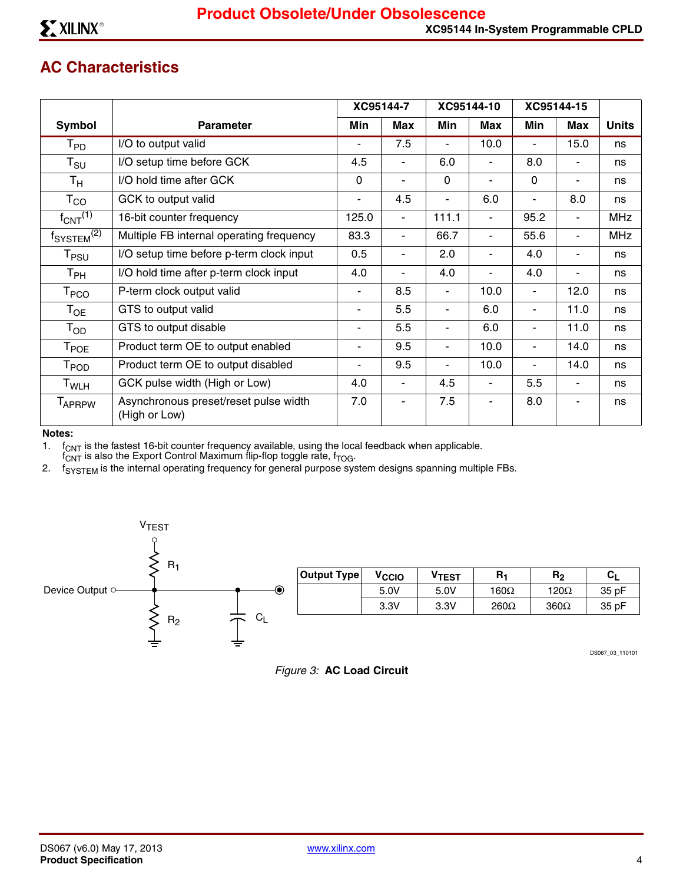## AC Characteristics

| Symbol | Parameter | XC95144-7 | | XC95144-10 | | XC95144-15 | | Units |
|---|---|---|---|---|---|---|---|---|
| | | Min | Max | Min | Max | Min | Max | |
| $T_{PD}$ | I/O to output valid | - | 7.5 | - | 10.0 | - | 15.0 | ns |
| $T_{SU}$ | I/O setup time before GCK | 4.5 | - | 6.0 | - | 8.0 | - | ns |
| $T_H$ | I/O hold time after GCK | 0 | - | 0 | - | 0 | - | ns |
| $T_{CO}$ | GCK to output valid | - | 4.5 | - | 6.0 | - | 8.0 | ns |
| $f_{CNT}$(1) | 16-bit counter frequency | 125.0 | - | 111.1 | - | 95.2 | - | MHz |
| $f_{SYSTEM}$(2) | Multiple FB internal operating frequency | 83.3 | - | 66.7 | - | 55.6 | - | MHz |
| $T_{PSU}$ | I/O setup time before p-term clock input | 0.5 | - | 2.0 | - | 4.0 | - | ns |
| $T_{PH}$ | I/O hold time after p-term clock input | 4.0 | - | 4.0 | - | 4.0 | - | ns |
| $T_{PCO}$ | P-term clock output valid | - | 8.5 | - | 10.0 | - | 12.0 | ns |
| $T_{OE}$ | GTS to output valid | - | 5.5 | - | 6.0 | - | 11.0 | ns |
| $T_{OD}$ | GTS to output disable | - | 5.5 | - | 6.0 | - | 11.0 | ns |
| $T_{POE}$ | Product term OE to output enabled | - | 9.5 | - | 10.0 | - | 14.0 | ns |
| $T_{POD}$ | Product term OE to output disabled | - | 9.5 | - | 10.0 | - | 14.0 | ns |
| $T_{WLH}$ | GCK pulse width (High or Low) | 4.0 | - | 4.5 | - | 5.5 | - | ns |
| $T_{APRPW}$ | Asynchronous preset/reset pulse width (High or Low) | 7.0 | - | 7.5 | - | 8.0 | - | ns |

**Notes:**

1. $f_{CNT}$ is the fastest 16-bit counter frequency available, using the local feedback when applicable. $f_{CNT}$ is also the Export Control Maximum flip-flop toggle rate, $f_{TOG}$.
2. $f_{SYSTEM}$ is the internal operating frequency for general purpose system designs spanning multiple FBs.

| Output Type | $V_{CCIO}$ | $V_{TEST}$ | $R_1$ | $R_2$ | $C_L$ |
|---|---|---|---|---|---|
| | 5.0V | 5.0V | 160Ω | 120Ω | 35 pF |
| | 3.3V | 3.3V | 260Ω | 360Ω | 35 pF |

*Figure 3:* **AC Load Circuit**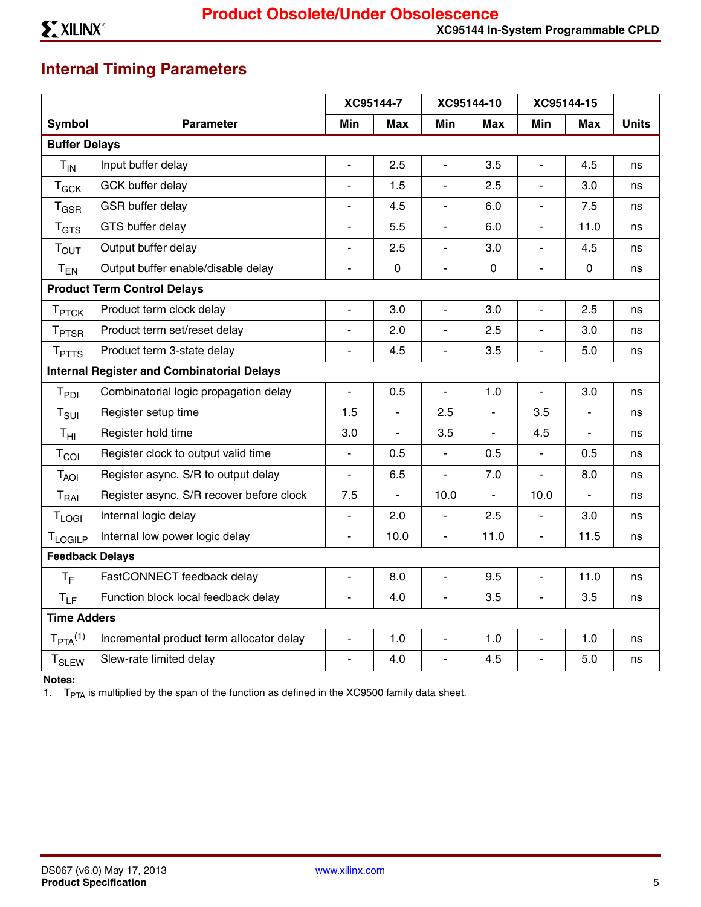## Internal Timing Parameters

| Symbol | Parameter | XC95144-7 | | XC95144-10 | | XC95144-15 | | Units |
|---|---|---|---|---|---|---|---|---|
| | | Min | Max | Min | Max | Min | Max | |
| **Buffer Delays** | | | | | | | | |
| $T_{IN}$ | Input buffer delay | - | 2.5 | - | 3.5 | - | 4.5 | ns |
| $T_{GCK}$ | GCK buffer delay | - | 1.5 | - | 2.5 | - | 3.0 | ns |
| $T_{GSR}$ | GSR buffer delay | - | 4.5 | - | 6.0 | - | 7.5 | ns |
| $T_{GTS}$ | GTS buffer delay | - | 5.5 | - | 6.0 | - | 11.0 | ns |
| $T_{OUT}$ | Output buffer delay | - | 2.5 | - | 3.0 | - | 4.5 | ns |
| $T_{EN}$ | Output buffer enable/disable delay | - | 0 | - | 0 | - | 0 | ns |
| **Product Term Control Delays** | | | | | | | | |
| $T_{PTCK}$ | Product term clock delay | - | 3.0 | - | 3.0 | - | 2.5 | ns |
| $T_{PTSR}$ | Product term set/reset delay | - | 2.0 | - | 2.5 | - | 3.0 | ns |
| $T_{PTTS}$ | Product term 3-state delay | - | 4.5 | - | 3.5 | - | 5.0 | ns |
| **Internal Register and Combinatorial Delays** | | | | | | | | |
| $T_{PDI}$ | Combinatorial logic propagation delay | - | 0.5 | - | 1.0 | - | 3.0 | ns |
| $T_{SUI}$ | Register setup time | 1.5 | - | 2.5 | - | 3.5 | - | ns |
| $T_{HI}$ | Register hold time | 3.0 | - | 3.5 | - | 4.5 | - | ns |
| $T_{COI}$ | Register clock to output valid time | - | 0.5 | - | 0.5 | - | 0.5 | ns |
| $T_{AOI}$ | Register async. S/R to output delay | - | 6.5 | - | 7.0 | - | 8.0 | ns |
| $T_{RAI}$ | Register async. S/R recover before clock | 7.5 | - | 10.0 | - | 10.0 | - | ns |
| $T_{LOGI}$ | Internal logic delay | - | 2.0 | - | 2.5 | - | 3.0 | ns |
| $T_{LOGILP}$ | Internal low power logic delay | - | 10.0 | - | 11.0 | - | 11.5 | ns |
| **Feedback Delays** | | | | | | | | |
| $T_F$ | FastCONNECT feedback delay | - | 8.0 | - | 9.5 | - | 11.0 | ns |
| $T_{LF}$ | Function block local feedback delay | - | 4.0 | - | 3.5 | - | 3.5 | ns |
| **Time Adders** | | | | | | | | |
| $T_{PTA}$(1) | Incremental product term allocator delay | - | 1.0 | - | 1.0 | - | 1.0 | ns |
| $T_{SLEW}$ | Slew-rate limited delay | - | 4.0 | - | 4.5 | - | 5.0 | ns |

**Notes:**

1. $T_{PTA}$ is multiplied by the span of the function as defined in the XC9500 family data sheet.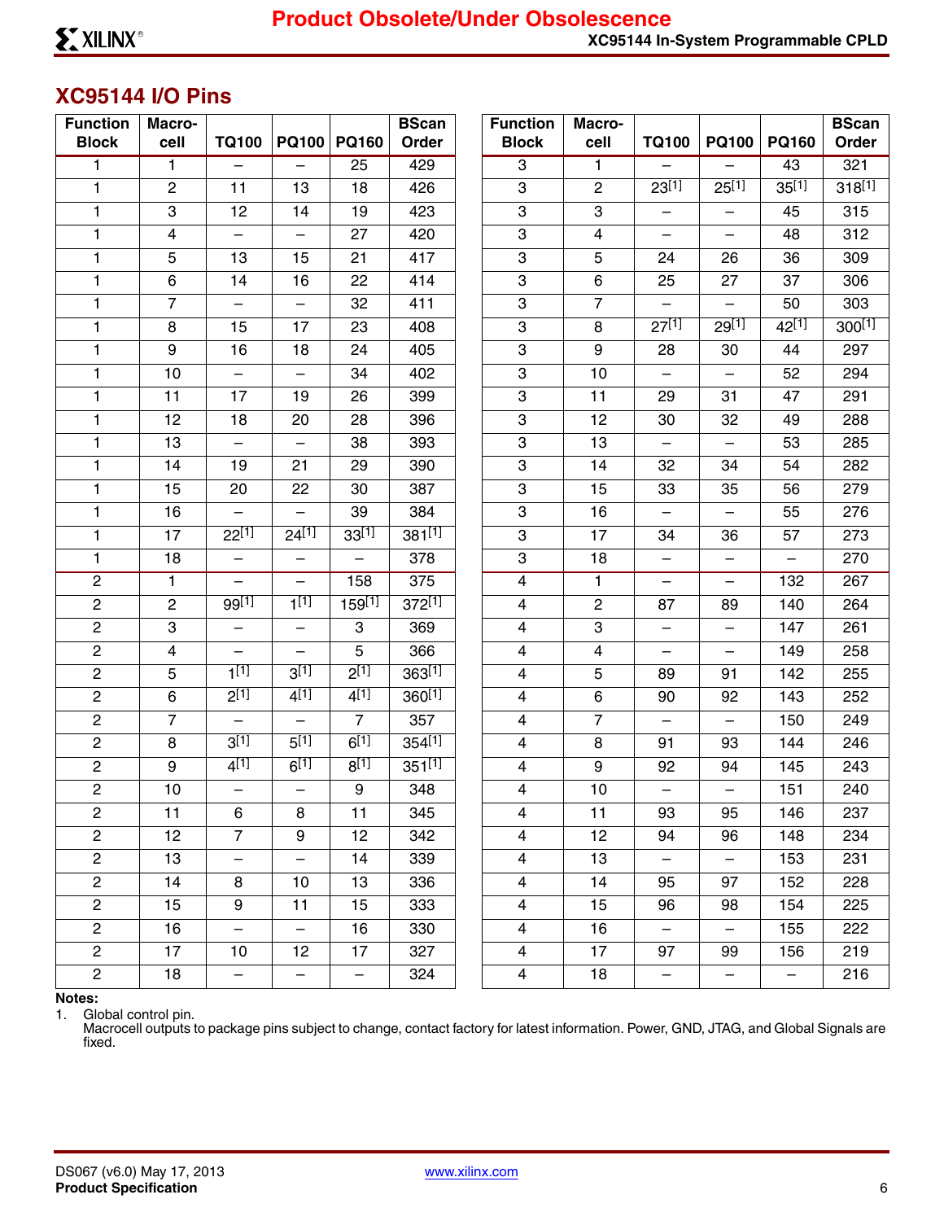## XC95144 I/O Pins

| Function Block | Macro-cell | TQ100 | PQ100 | PQ160 | BScan Order |
|---|---|---|---|---|---|
| 1 | 1 | – | – | 25 | 429 |
| 1 | 2 | 11 | 13 | 18 | 426 |
| 1 | 3 | 12 | 14 | 19 | 423 |
| 1 | 4 | – | – | 27 | 420 |
| 1 | 5 | 13 | 15 | 21 | 417 |
| 1 | 6 | 14 | 16 | 22 | 414 |
| 1 | 7 | – | – | 32 | 411 |
| 1 | 8 | 15 | 17 | 23 | 408 |
| 1 | 9 | 16 | 18 | 24 | 405 |
| 1 | 10 | – | – | 34 | 402 |
| 1 | 11 | 17 | 19 | 26 | 399 |
| 1 | 12 | 18 | 20 | 28 | 396 |
| 1 | 13 | – | – | 38 | 393 |
| 1 | 14 | 19 | 21 | 29 | 390 |
| 1 | 15 | 20 | 22 | 30 | 387 |
| 1 | 16 | – | – | 39 | 384 |
| 1 | 17 | 22[1] | 24[1] | 33[1] | 381[1] |
| 1 | 18 | – | – | – | 378 |
| 2 | 1 | – | – | 158 | 375 |
| 2 | 2 | 99[1] | 1[1] | 159[1] | 372[1] |
| 2 | 3 | – | – | 3 | 369 |
| 2 | 4 | – | – | 5 | 366 |
| 2 | 5 | 1[1] | 3[1] | 2[1] | 363[1] |
| 2 | 6 | 2[1] | 4[1] | 4[1] | 360[1] |
| 2 | 7 | – | – | 7 | 357 |
| 2 | 8 | 3[1] | 5[1] | 6[1] | 354[1] |
| 2 | 9 | 4[1] | 6[1] | 8[1] | 351[1] |
| 2 | 10 | – | – | 9 | 348 |
| 2 | 11 | 6 | 8 | 11 | 345 |
| 2 | 12 | 7 | 9 | 12 | 342 |
| 2 | 13 | – | – | 14 | 339 |
| 2 | 14 | 8 | 10 | 13 | 336 |
| 2 | 15 | 9 | 11 | 15 | 333 |
| 2 | 16 | – | – | 16 | 330 |
| 2 | 17 | 10 | 12 | 17 | 327 |
| 2 | 18 | – | – | – | 324 |
| 3 | 1 | – | – | 43 | 321 |
| 3 | 2 | 23[1] | 25[1] | 35[1] | 318[1] |
| 3 | 3 | – | – | 45 | 315 |
| 3 | 4 | – | – | 48 | 312 |
| 3 | 5 | 24 | 26 | 36 | 309 |
| 3 | 6 | 25 | 27 | 37 | 306 |
| 3 | 7 | – | – | 50 | 303 |
| 3 | 8 | 27[1] | 29[1] | 42[1] | 300[1] |
| 3 | 9 | 28 | 30 | 44 | 297 |
| 3 | 10 | – | – | 52 | 294 |
| 3 | 11 | 29 | 31 | 47 | 291 |
| 3 | 12 | 30 | 32 | 49 | 288 |
| 3 | 13 | – | – | 53 | 285 |
| 3 | 14 | 32 | 34 | 54 | 282 |
| 3 | 15 | 33 | 35 | 56 | 279 |
| 3 | 16 | – | – | 55 | 276 |
| 3 | 17 | 34 | 36 | 57 | 273 |
| 3 | 18 | – | – | – | 270 |
| 4 | 1 | – | – | 132 | 267 |
| 4 | 2 | 87 | 89 | 140 | 264 |
| 4 | 3 | – | – | 147 | 261 |
| 4 | 4 | – | – | 149 | 258 |
| 4 | 5 | 89 | 91 | 142 | 255 |
| 4 | 6 | 90 | 92 | 143 | 252 |
| 4 | 7 | – | – | 150 | 249 |
| 4 | 8 | 91 | 93 | 144 | 246 |
| 4 | 9 | 92 | 94 | 145 | 243 |
| 4 | 10 | – | – | 151 | 240 |
| 4 | 11 | 93 | 95 | 146 | 237 |
| 4 | 12 | 94 | 96 | 148 | 234 |
| 4 | 13 | – | – | 153 | 231 |
| 4 | 14 | 95 | 97 | 152 | 228 |
| 4 | 15 | 96 | 98 | 154 | 225 |
| 4 | 16 | – | – | 155 | 222 |
| 4 | 17 | 97 | 99 | 156 | 219 |
| 4 | 18 | – | – | – | 216 |

**Notes:**

1. Global control pin.

Macrocell outputs to package pins subject to change, contact factory for latest information. Power, GND, JTAG, and Global Signals are fixed.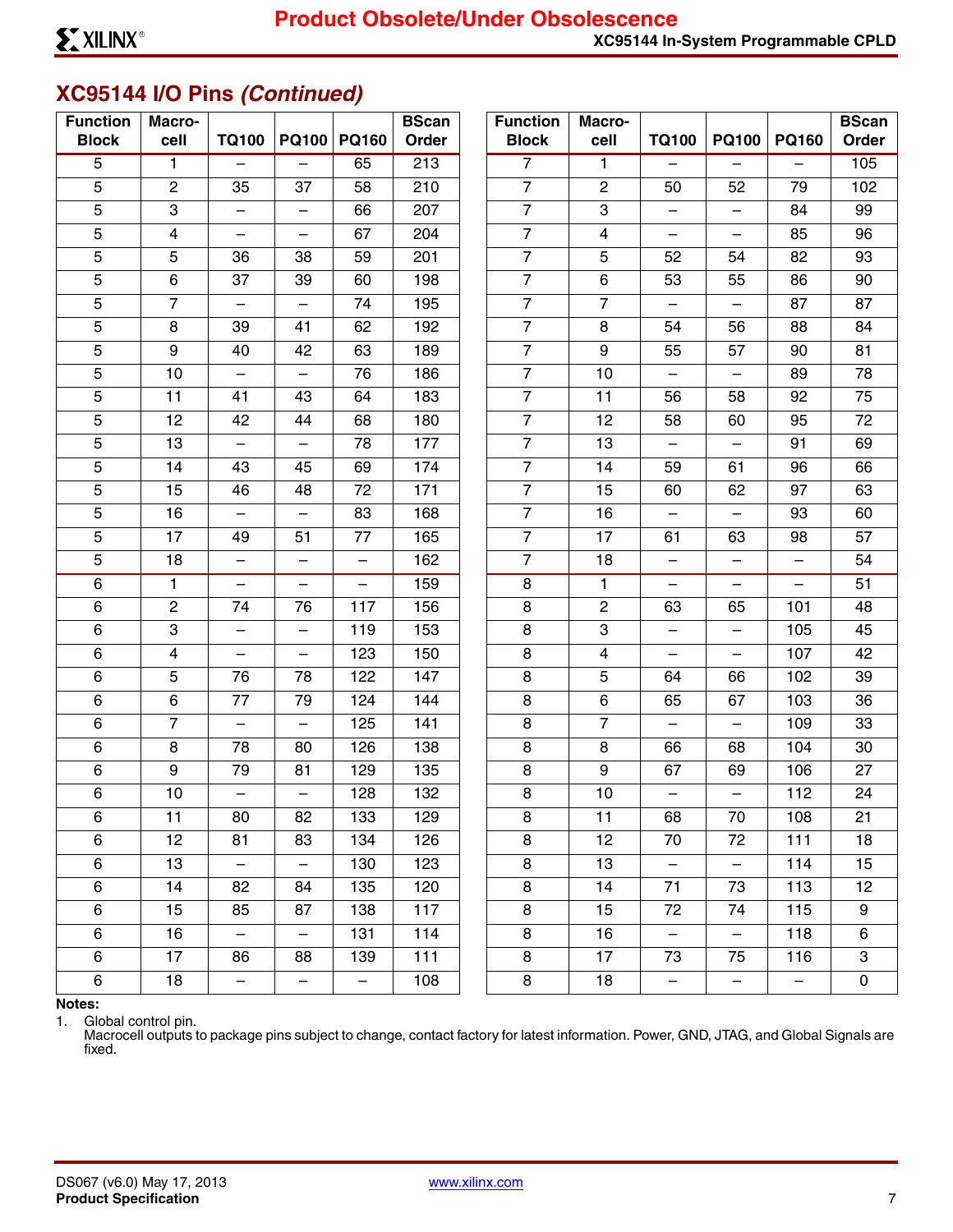## XC95144 I/O Pins *(Continued)*

| Function Block | Macro-cell | TQ100 | PQ100 | PQ160 | BScan Order |
|---|---|---|---|---|---|
| 5 | 1 | – | – | 65 | 213 |
| 5 | 2 | 35 | 37 | 58 | 210 |
| 5 | 3 | – | – | 66 | 207 |
| 5 | 4 | – | – | 67 | 204 |
| 5 | 5 | 36 | 38 | 59 | 201 |
| 5 | 6 | 37 | 39 | 60 | 198 |
| 5 | 7 | – | – | 74 | 195 |
| 5 | 8 | 39 | 41 | 62 | 192 |
| 5 | 9 | 40 | 42 | 63 | 189 |
| 5 | 10 | – | – | 76 | 186 |
| 5 | 11 | 41 | 43 | 64 | 183 |
| 5 | 12 | 42 | 44 | 68 | 180 |
| 5 | 13 | – | – | 78 | 177 |
| 5 | 14 | 43 | 45 | 69 | 174 |
| 5 | 15 | 46 | 48 | 72 | 171 |
| 5 | 16 | – | – | 83 | 168 |
| 5 | 17 | 49 | 51 | 77 | 165 |
| 5 | 18 | – | – | – | 162 |
| 6 | 1 | – | – | – | 159 |
| 6 | 2 | 74 | 76 | 117 | 156 |
| 6 | 3 | – | – | 119 | 153 |
| 6 | 4 | – | – | 123 | 150 |
| 6 | 5 | 76 | 78 | 122 | 147 |
| 6 | 6 | 77 | 79 | 124 | 144 |
| 6 | 7 | – | – | 125 | 141 |
| 6 | 8 | 78 | 80 | 126 | 138 |
| 6 | 9 | 79 | 81 | 129 | 135 |
| 6 | 10 | – | – | 128 | 132 |
| 6 | 11 | 80 | 82 | 133 | 129 |
| 6 | 12 | 81 | 83 | 134 | 126 |
| 6 | 13 | – | – | 130 | 123 |
| 6 | 14 | 82 | 84 | 135 | 120 |
| 6 | 15 | 85 | 87 | 138 | 117 |
| 6 | 16 | – | – | 131 | 114 |
| 6 | 17 | 86 | 88 | 139 | 111 |
| 6 | 18 | – | – | – | 108 |
| 7 | 1 | – | – | – | 105 |
| 7 | 2 | 50 | 52 | 79 | 102 |
| 7 | 3 | – | – | 84 | 99 |
| 7 | 4 | – | – | 85 | 96 |
| 7 | 5 | 52 | 54 | 82 | 93 |
| 7 | 6 | 53 | 55 | 86 | 90 |
| 7 | 7 | – | – | 87 | 87 |
| 7 | 8 | 54 | 56 | 88 | 84 |
| 7 | 9 | 55 | 57 | 90 | 81 |
| 7 | 10 | – | – | 89 | 78 |
| 7 | 11 | 56 | 58 | 92 | 75 |
| 7 | 12 | 58 | 60 | 95 | 72 |
| 7 | 13 | – | – | 91 | 69 |
| 7 | 14 | 59 | 61 | 96 | 66 |
| 7 | 15 | 60 | 62 | 97 | 63 |
| 7 | 16 | – | – | 93 | 60 |
| 7 | 17 | 61 | 63 | 98 | 57 |
| 7 | 18 | – | – | – | 54 |
| 8 | 1 | – | – | – | 51 |
| 8 | 2 | 63 | 65 | 101 | 48 |
| 8 | 3 | – | – | 105 | 45 |
| 8 | 4 | – | – | 107 | 42 |
| 8 | 5 | 64 | 66 | 102 | 39 |
| 8 | 6 | 65 | 67 | 103 | 36 |
| 8 | 7 | – | – | 109 | 33 |
| 8 | 8 | 66 | 68 | 104 | 30 |
| 8 | 9 | 67 | 69 | 106 | 27 |
| 8 | 10 | – | – | 112 | 24 |
| 8 | 11 | 68 | 70 | 108 | 21 |
| 8 | 12 | 70 | 72 | 111 | 18 |
| 8 | 13 | – | – | 114 | 15 |
| 8 | 14 | 71 | 73 | 113 | 12 |
| 8 | 15 | 72 | 74 | 115 | 9 |
| 8 | 16 | – | – | 118 | 6 |
| 8 | 17 | 73 | 75 | 116 | 3 |
| 8 | 18 | – | – | – | 0 |

**Notes:**

1. Global control pin.
   Macrocell outputs to package pins subject to change, contact factory for latest information. Power, GND, JTAG, and Global Signals are fixed.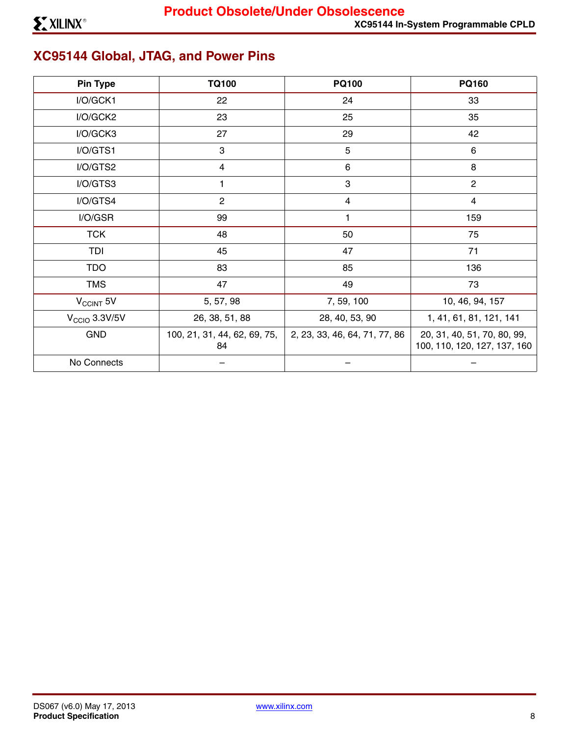## XC95144 Global, JTAG, and Power Pins

| Pin Type | TQ100 | PQ100 | PQ160 |
|---|---|---|---|
| I/O/GCK1 | 22 | 24 | 33 |
| I/O/GCK2 | 23 | 25 | 35 |
| I/O/GCK3 | 27 | 29 | 42 |
| I/O/GTS1 | 3 | 5 | 6 |
| I/O/GTS2 | 4 | 6 | 8 |
| I/O/GTS3 | 1 | 3 | 2 |
| I/O/GTS4 | 2 | 4 | 4 |
| I/O/GSR | 99 | 1 | 159 |
| TCK | 48 | 50 | 75 |
| TDI | 45 | 47 | 71 |
| TDO | 83 | 85 | 136 |
| TMS | 47 | 49 | 73 |
| $V_{CCINT}$ 5V | 5, 57, 98 | 7, 59, 100 | 10, 46, 94, 157 |
| $V_{CCIO}$ 3.3V/5V | 26, 38, 51, 88 | 28, 40, 53, 90 | 1, 41, 61, 81, 121, 141 |
| GND | 100, 21, 31, 44, 62, 69, 75, 84 | 2, 23, 33, 46, 64, 71, 77, 86 | 20, 31, 40, 51, 70, 80, 99, 100, 110, 120, 127, 137, 160 |
| No Connects | – | – | – |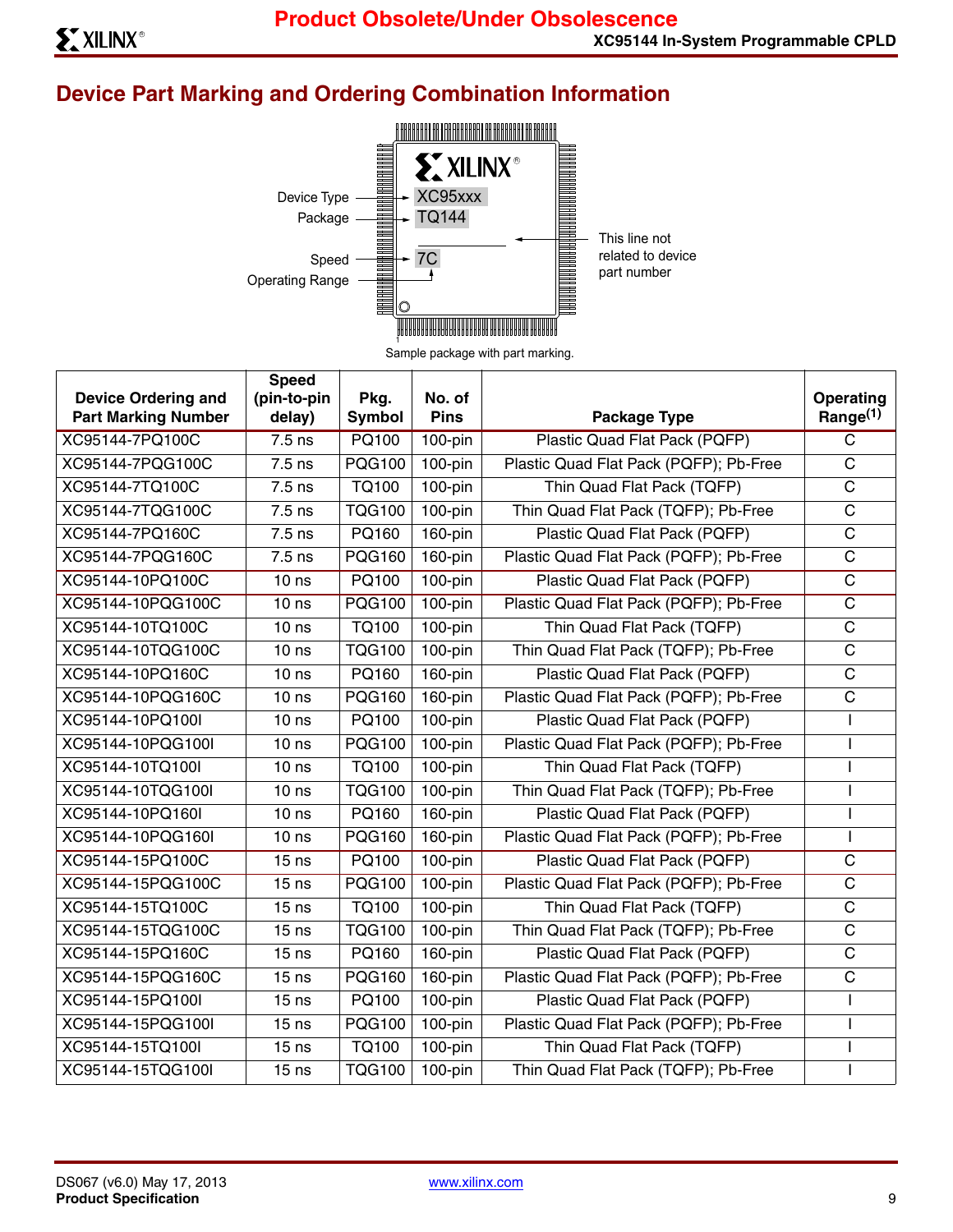## Device Part Marking and Ordering Combination Information

Device Type — XC95xxx

Package — TQ144

Speed — 7C

Operating Range

This line not related to device part number

Sample package with part marking.

| Device Ordering and Part Marking Number | Speed (pin-to-pin delay) | Pkg. Symbol | No. of Pins | Package Type | Operating Range[(1)] |
|---|---|---|---|---|---|
| XC95144-7PQ100C | 7.5 ns | PQ100 | 100-pin | Plastic Quad Flat Pack (PQFP) | C |
| XC95144-7PQG100C | 7.5 ns | PQG100 | 100-pin | Plastic Quad Flat Pack (PQFP); Pb-Free | C |
| XC95144-7TQ100C | 7.5 ns | TQ100 | 100-pin | Thin Quad Flat Pack (TQFP) | C |
| XC95144-7TQG100C | 7.5 ns | TQG100 | 100-pin | Thin Quad Flat Pack (TQFP); Pb-Free | C |
| XC95144-7PQ160C | 7.5 ns | PQ160 | 160-pin | Plastic Quad Flat Pack (PQFP) | C |
| XC95144-7PQG160C | 7.5 ns | PQG160 | 160-pin | Plastic Quad Flat Pack (PQFP); Pb-Free | C |
| XC95144-10PQ100C | 10 ns | PQ100 | 100-pin | Plastic Quad Flat Pack (PQFP) | C |
| XC95144-10PQG100C | 10 ns | PQG100 | 100-pin | Plastic Quad Flat Pack (PQFP); Pb-Free | C |
| XC95144-10TQ100C | 10 ns | TQ100 | 100-pin | Thin Quad Flat Pack (TQFP) | C |
| XC95144-10TQG100C | 10 ns | TQG100 | 100-pin | Thin Quad Flat Pack (TQFP); Pb-Free | C |
| XC95144-10PQ160C | 10 ns | PQ160 | 160-pin | Plastic Quad Flat Pack (PQFP) | C |
| XC95144-10PQG160C | 10 ns | PQG160 | 160-pin | Plastic Quad Flat Pack (PQFP); Pb-Free | C |
| XC95144-10PQ100I | 10 ns | PQ100 | 100-pin | Plastic Quad Flat Pack (PQFP) | I |
| XC95144-10PQG100I | 10 ns | PQG100 | 100-pin | Plastic Quad Flat Pack (PQFP); Pb-Free | I |
| XC95144-10TQ100I | 10 ns | TQ100 | 100-pin | Thin Quad Flat Pack (TQFP) | I |
| XC95144-10TQG100I | 10 ns | TQG100 | 100-pin | Thin Quad Flat Pack (TQFP); Pb-Free | I |
| XC95144-10PQ160I | 10 ns | PQ160 | 160-pin | Plastic Quad Flat Pack (PQFP) | I |
| XC95144-10PQG160I | 10 ns | PQG160 | 160-pin | Plastic Quad Flat Pack (PQFP); Pb-Free | I |
| XC95144-15PQ100C | 15 ns | PQ100 | 100-pin | Plastic Quad Flat Pack (PQFP) | C |
| XC95144-15PQG100C | 15 ns | PQG100 | 100-pin | Plastic Quad Flat Pack (PQFP); Pb-Free | C |
| XC95144-15TQ100C | 15 ns | TQ100 | 100-pin | Thin Quad Flat Pack (TQFP) | C |
| XC95144-15TQG100C | 15 ns | TQG100 | 100-pin | Thin Quad Flat Pack (TQFP); Pb-Free | C |
| XC95144-15PQ160C | 15 ns | PQ160 | 160-pin | Plastic Quad Flat Pack (PQFP) | C |
| XC95144-15PQG160C | 15 ns | PQG160 | 160-pin | Plastic Quad Flat Pack (PQFP); Pb-Free | C |
| XC95144-15PQ100I | 15 ns | PQ100 | 100-pin | Plastic Quad Flat Pack (PQFP) | I |
| XC95144-15PQG100I | 15 ns | PQG100 | 100-pin | Plastic Quad Flat Pack (PQFP); Pb-Free | I |
| XC95144-15TQ100I | 15 ns | TQ100 | 100-pin | Thin Quad Flat Pack (TQFP) | I |
| XC95144-15TQG100I | 15 ns | TQG100 | 100-pin | Thin Quad Flat Pack (TQFP); Pb-Free | I |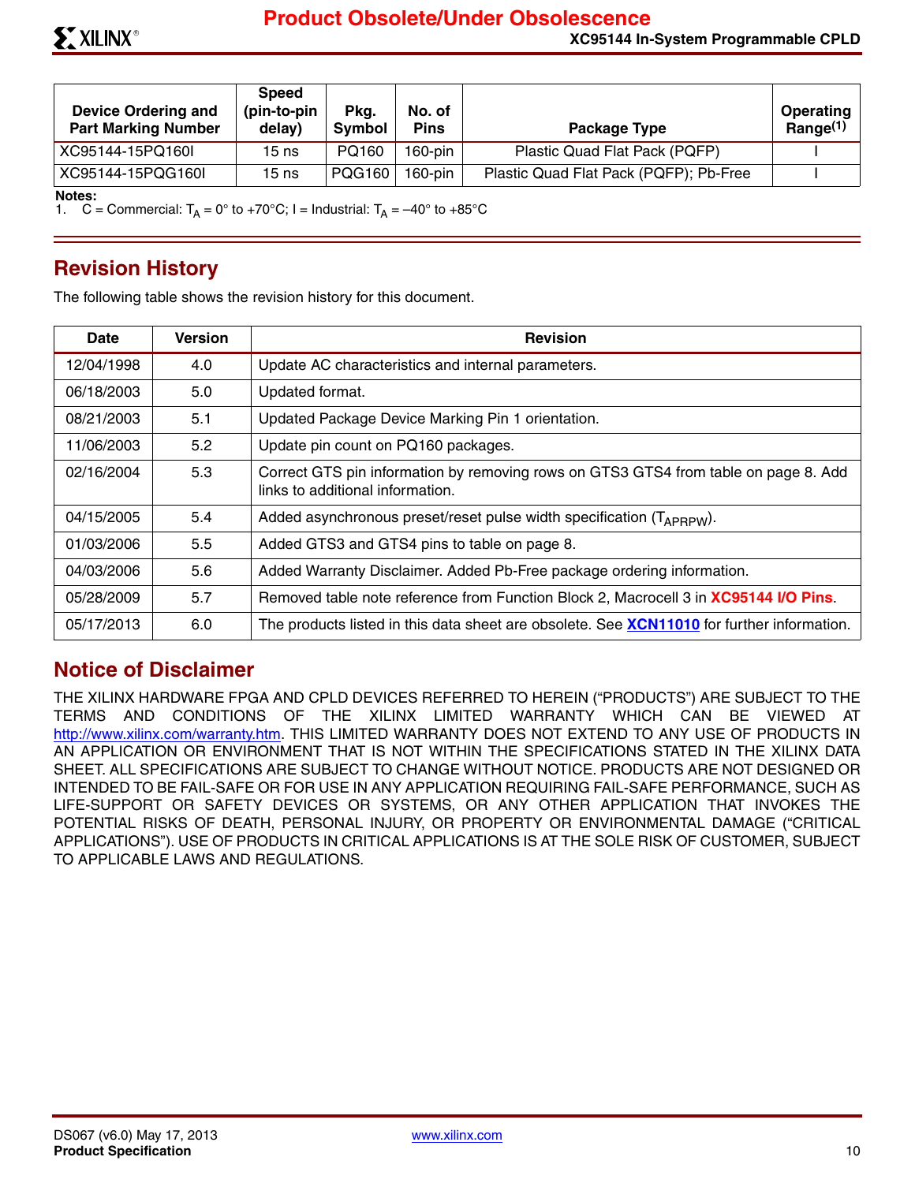| Device Ordering and Part Marking Number | Speed (pin-to-pin delay) | Pkg. Symbol | No. of Pins | Package Type | Operating Range[(1)] |
|---|---|---|---|---|---|
| XC95144-15PQ160I | 15 ns | PQ160 | 160-pin | Plastic Quad Flat Pack (PQFP) | I |
| XC95144-15PQG160I | 15 ns | PQG160 | 160-pin | Plastic Quad Flat Pack (PQFP); Pb-Free | I |

**Notes:**
1. C = Commercial: $T_A$ = 0° to +70°C; I = Industrial: $T_A$ = –40° to +85°C

## Revision History

The following table shows the revision history for this document.

| Date | Version | Revision |
|---|---|---|
| 12/04/1998 | 4.0 | Update AC characteristics and internal parameters. |
| 06/18/2003 | 5.0 | Updated format. |
| 08/21/2003 | 5.1 | Updated Package Device Marking Pin 1 orientation. |
| 11/06/2003 | 5.2 | Update pin count on PQ160 packages. |
| 02/16/2004 | 5.3 | Correct GTS pin information by removing rows on GTS3 GTS4 from table on page 8. Add links to additional information. |
| 04/15/2005 | 5.4 | Added asynchronous preset/reset pulse width specification ($T_{APRPW}$). |
| 01/03/2006 | 5.5 | Added GTS3 and GTS4 pins to table on page 8. |
| 04/03/2006 | 5.6 | Added Warranty Disclaimer. Added Pb-Free package ordering information. |
| 05/28/2009 | 5.7 | Removed table note reference from Function Block 2, Macrocell 3 in **XC95144 I/O Pins**. |
| 05/17/2013 | 6.0 | The products listed in this data sheet are obsolete. See **XCN11010** for further information. |

## Notice of Disclaimer

THE XILINX HARDWARE FPGA AND CPLD DEVICES REFERRED TO HEREIN (“PRODUCTS”) ARE SUBJECT TO THE TERMS AND CONDITIONS OF THE XILINX LIMITED WARRANTY WHICH CAN BE VIEWED AT http://www.xilinx.com/warranty.htm. THIS LIMITED WARRANTY DOES NOT EXTEND TO ANY USE OF PRODUCTS IN AN APPLICATION OR ENVIRONMENT THAT IS NOT WITHIN THE SPECIFICATIONS STATED IN THE XILINX DATA SHEET. ALL SPECIFICATIONS ARE SUBJECT TO CHANGE WITHOUT NOTICE. PRODUCTS ARE NOT DESIGNED OR INTENDED TO BE FAIL-SAFE OR FOR USE IN ANY APPLICATION REQUIRING FAIL-SAFE PERFORMANCE, SUCH AS LIFE-SUPPORT OR SAFETY DEVICES OR SYSTEMS, OR ANY OTHER APPLICATION THAT INVOKES THE POTENTIAL RISKS OF DEATH, PERSONAL INJURY, OR PROPERTY OR ENVIRONMENTAL DAMAGE (“CRITICAL APPLICATIONS”). USE OF PRODUCTS IN CRITICAL APPLICATIONS IS AT THE SOLE RISK OF CUSTOMER, SUBJECT TO APPLICABLE LAWS AND REGULATIONS.